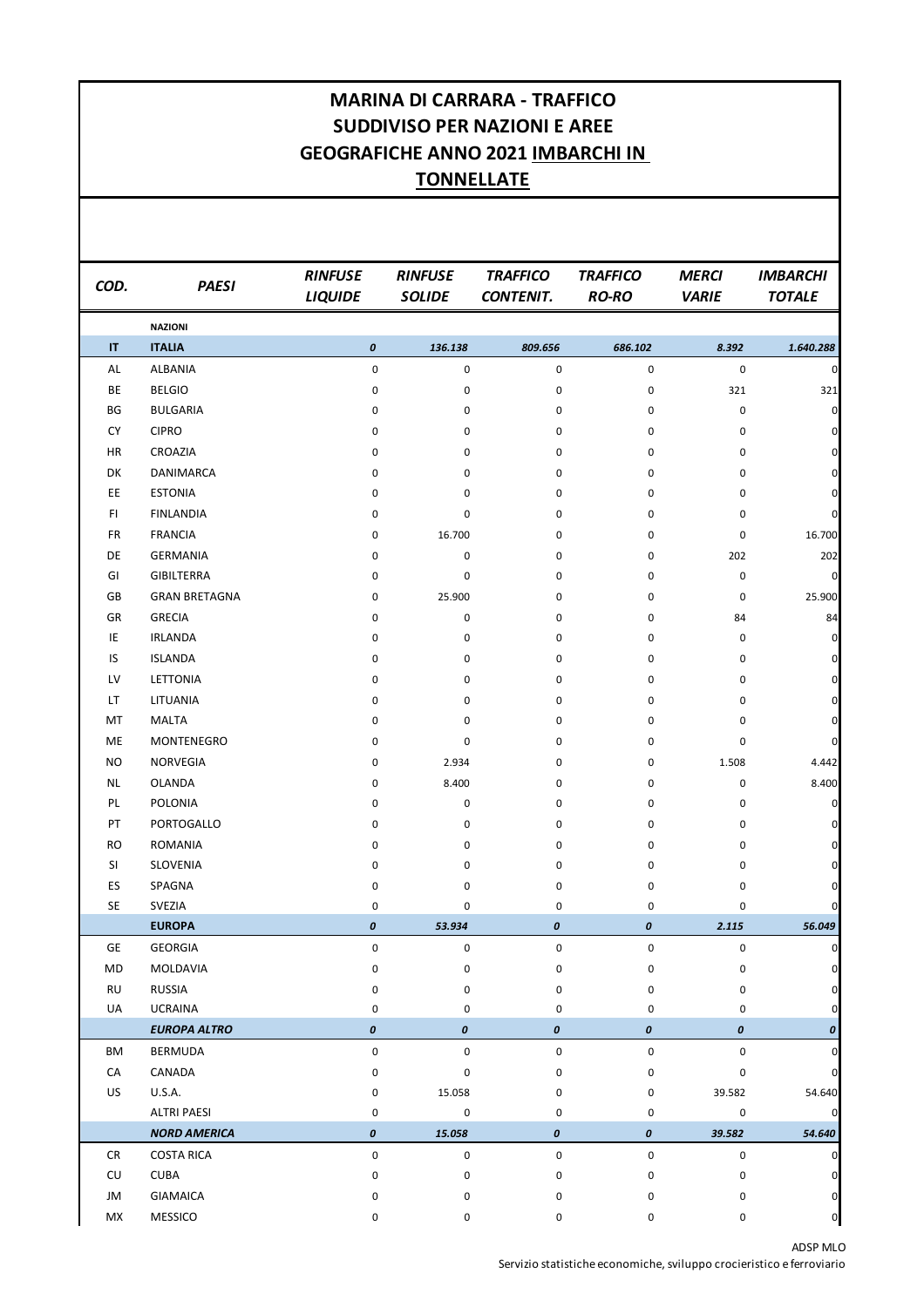# MARINA DI CARRARA - TRAFFICO SUDDIVISO PER NAZIONI E AREE GEOGRAFICHE ANNO 2021 IMBARCHI IN TONNELLATE

| COD. | PAESI | RINFUSE LIQUIDE | RINFUSE SOLIDE | TRAFFICO CONTENIT. | TRAFFICO RO-RO | MERCI VARIE | IMBARCHI TOTALE |
|---|---|---|---|---|---|---|---|
| | NAZIONI | | | | | | |
| IT | ITALIA | *0* | *136.138* | *809.656* | *686.102* | *8.392* | *1.640.288* |
| AL | ALBANIA | 0 | 0 | 0 | 0 | 0 | 0 |
| BE | BELGIO | 0 | 0 | 0 | 0 | 321 | 321 |
| BG | BULGARIA | 0 | 0 | 0 | 0 | 0 | 0 |
| CY | CIPRO | 0 | 0 | 0 | 0 | 0 | 0 |
| HR | CROAZIA | 0 | 0 | 0 | 0 | 0 | 0 |
| DK | DANIMARCA | 0 | 0 | 0 | 0 | 0 | 0 |
| EE | ESTONIA | 0 | 0 | 0 | 0 | 0 | 0 |
| FI | FINLANDIA | 0 | 0 | 0 | 0 | 0 | 0 |
| FR | FRANCIA | 0 | 16.700 | 0 | 0 | 0 | 16.700 |
| DE | GERMANIA | 0 | 0 | 0 | 0 | 202 | 202 |
| GI | GIBILTERRA | 0 | 0 | 0 | 0 | 0 | 0 |
| GB | GRAN BRETAGNA | 0 | 25.900 | 0 | 0 | 0 | 25.900 |
| GR | GRECIA | 0 | 0 | 0 | 0 | 84 | 84 |
| IE | IRLANDA | 0 | 0 | 0 | 0 | 0 | 0 |
| IS | ISLANDA | 0 | 0 | 0 | 0 | 0 | 0 |
| LV | LETTONIA | 0 | 0 | 0 | 0 | 0 | 0 |
| LT | LITUANIA | 0 | 0 | 0 | 0 | 0 | 0 |
| MT | MALTA | 0 | 0 | 0 | 0 | 0 | 0 |
| ME | MONTENEGRO | 0 | 0 | 0 | 0 | 0 | 0 |
| NO | NORVEGIA | 0 | 2.934 | 0 | 0 | 1.508 | 4.442 |
| NL | OLANDA | 0 | 8.400 | 0 | 0 | 0 | 8.400 |
| PL | POLONIA | 0 | 0 | 0 | 0 | 0 | 0 |
| PT | PORTOGALLO | 0 | 0 | 0 | 0 | 0 | 0 |
| RO | ROMANIA | 0 | 0 | 0 | 0 | 0 | 0 |
| SI | SLOVENIA | 0 | 0 | 0 | 0 | 0 | 0 |
| ES | SPAGNA | 0 | 0 | 0 | 0 | 0 | 0 |
| SE | SVEZIA | 0 | 0 | 0 | 0 | 0 | 0 |
| | **EUROPA** | ***0*** | ***53.934*** | ***0*** | ***0*** | ***2.115*** | ***56.049*** |
| GE | GEORGIA | 0 | 0 | 0 | 0 | 0 | 0 |
| MD | MOLDAVIA | 0 | 0 | 0 | 0 | 0 | 0 |
| RU | RUSSIA | 0 | 0 | 0 | 0 | 0 | 0 |
| UA | UCRAINA | 0 | 0 | 0 | 0 | 0 | 0 |
| | ***EUROPA ALTRO*** | ***0*** | ***0*** | ***0*** | ***0*** | ***0*** | ***0*** |
| BM | BERMUDA | 0 | 0 | 0 | 0 | 0 | 0 |
| CA | CANADA | 0 | 0 | 0 | 0 | 0 | 0 |
| US | U.S.A. | 0 | 15.058 | 0 | 0 | 39.582 | 54.640 |
| | ALTRI PAESI | 0 | 0 | 0 | 0 | 0 | 0 |
| | ***NORD AMERICA*** | ***0*** | ***15.058*** | ***0*** | ***0*** | ***39.582*** | ***54.640*** |
| CR | COSTA RICA | 0 | 0 | 0 | 0 | 0 | 0 |
| CU | CUBA | 0 | 0 | 0 | 0 | 0 | 0 |
| JM | GIAMAICA | 0 | 0 | 0 | 0 | 0 | 0 |
| MX | MESSICO | 0 | 0 | 0 | 0 | 0 | 0 |

ADSP MLO
Servizio statistiche economiche, sviluppo crocieristico e ferroviario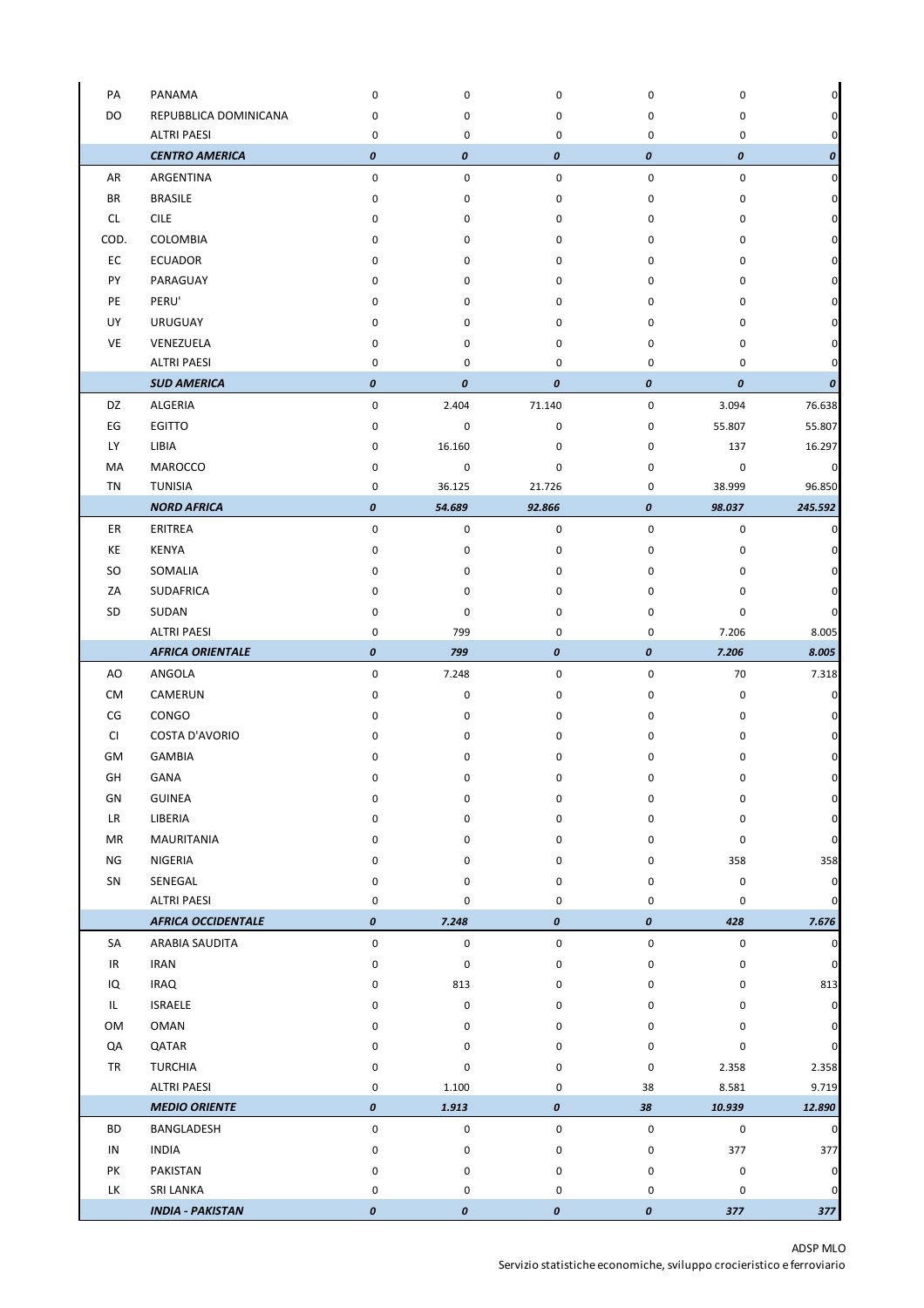| | | | | | | | |
|---|---|---|---|---|---|---|---|
| PA | PANAMA | 0 | 0 | 0 | 0 | 0 | 0 |
| DO | REPUBBLICA DOMINICANA | 0 | 0 | 0 | 0 | 0 | 0 |
| | ALTRI PAESI | 0 | 0 | 0 | 0 | 0 | 0 |
| | ***CENTRO AMERICA*** | ***0*** | ***0*** | ***0*** | ***0*** | ***0*** | ***0*** |
| AR | ARGENTINA | 0 | 0 | 0 | 0 | 0 | 0 |
| BR | BRASILE | 0 | 0 | 0 | 0 | 0 | 0 |
| CL | CILE | 0 | 0 | 0 | 0 | 0 | 0 |
| COD. | COLOMBIA | 0 | 0 | 0 | 0 | 0 | 0 |
| EC | ECUADOR | 0 | 0 | 0 | 0 | 0 | 0 |
| PY | PARAGUAY | 0 | 0 | 0 | 0 | 0 | 0 |
| PE | PERU' | 0 | 0 | 0 | 0 | 0 | 0 |
| UY | URUGUAY | 0 | 0 | 0 | 0 | 0 | 0 |
| VE | VENEZUELA | 0 | 0 | 0 | 0 | 0 | 0 |
| | ALTRI PAESI | 0 | 0 | 0 | 0 | 0 | 0 |
| | ***SUD AMERICA*** | ***0*** | ***0*** | ***0*** | ***0*** | ***0*** | ***0*** |
| DZ | ALGERIA | 0 | 2.404 | 71.140 | 0 | 3.094 | 76.638 |
| EG | EGITTO | 0 | 0 | 0 | 0 | 55.807 | 55.807 |
| LY | LIBIA | 0 | 16.160 | 0 | 0 | 137 | 16.297 |
| MA | MAROCCO | 0 | 0 | 0 | 0 | 0 | 0 |
| TN | TUNISIA | 0 | 36.125 | 21.726 | 0 | 38.999 | 96.850 |
| | ***NORD AFRICA*** | ***0*** | ***54.689*** | ***92.866*** | ***0*** | ***98.037*** | ***245.592*** |
| ER | ERITREA | 0 | 0 | 0 | 0 | 0 | 0 |
| KE | KENYA | 0 | 0 | 0 | 0 | 0 | 0 |
| SO | SOMALIA | 0 | 0 | 0 | 0 | 0 | 0 |
| ZA | SUDAFRICA | 0 | 0 | 0 | 0 | 0 | 0 |
| SD | SUDAN | 0 | 0 | 0 | 0 | 0 | 0 |
| | ALTRI PAESI | 0 | 799 | 0 | 0 | 7.206 | 8.005 |
| | ***AFRICA ORIENTALE*** | ***0*** | ***799*** | ***0*** | ***0*** | ***7.206*** | ***8.005*** |
| AO | ANGOLA | 0 | 7.248 | 0 | 0 | 70 | 7.318 |
| CM | CAMERUN | 0 | 0 | 0 | 0 | 0 | 0 |
| CG | CONGO | 0 | 0 | 0 | 0 | 0 | 0 |
| CI | COSTA D'AVORIO | 0 | 0 | 0 | 0 | 0 | 0 |
| GM | GAMBIA | 0 | 0 | 0 | 0 | 0 | 0 |
| GH | GANA | 0 | 0 | 0 | 0 | 0 | 0 |
| GN | GUINEA | 0 | 0 | 0 | 0 | 0 | 0 |
| LR | LIBERIA | 0 | 0 | 0 | 0 | 0 | 0 |
| MR | MAURITANIA | 0 | 0 | 0 | 0 | 0 | 0 |
| NG | NIGERIA | 0 | 0 | 0 | 0 | 358 | 358 |
| SN | SENEGAL | 0 | 0 | 0 | 0 | 0 | 0 |
| | ALTRI PAESI | 0 | 0 | 0 | 0 | 0 | 0 |
| | ***AFRICA OCCIDENTALE*** | ***0*** | ***7.248*** | ***0*** | ***0*** | ***428*** | ***7.676*** |
| SA | ARABIA SAUDITA | 0 | 0 | 0 | 0 | 0 | 0 |
| IR | IRAN | 0 | 0 | 0 | 0 | 0 | 0 |
| IQ | IRAQ | 0 | 813 | 0 | 0 | 0 | 813 |
| IL | ISRAELE | 0 | 0 | 0 | 0 | 0 | 0 |
| OM | OMAN | 0 | 0 | 0 | 0 | 0 | 0 |
| QA | QATAR | 0 | 0 | 0 | 0 | 0 | 0 |
| TR | TURCHIA | 0 | 0 | 0 | 0 | 2.358 | 2.358 |
| | ALTRI PAESI | 0 | 1.100 | 0 | 38 | 8.581 | 9.719 |
| | ***MEDIO ORIENTE*** | ***0*** | ***1.913*** | ***0*** | ***38*** | ***10.939*** | ***12.890*** |
| BD | BANGLADESH | 0 | 0 | 0 | 0 | 0 | 0 |
| IN | INDIA | 0 | 0 | 0 | 0 | 377 | 377 |
| PK | PAKISTAN | 0 | 0 | 0 | 0 | 0 | 0 |
| LK | SRI LANKA | 0 | 0 | 0 | 0 | 0 | 0 |
| | ***INDIA - PAKISTAN*** | ***0*** | ***0*** | ***0*** | ***0*** | ***377*** | ***377*** |

ADSP MLO
Servizio statistiche economiche, sviluppo crocieristico e ferroviario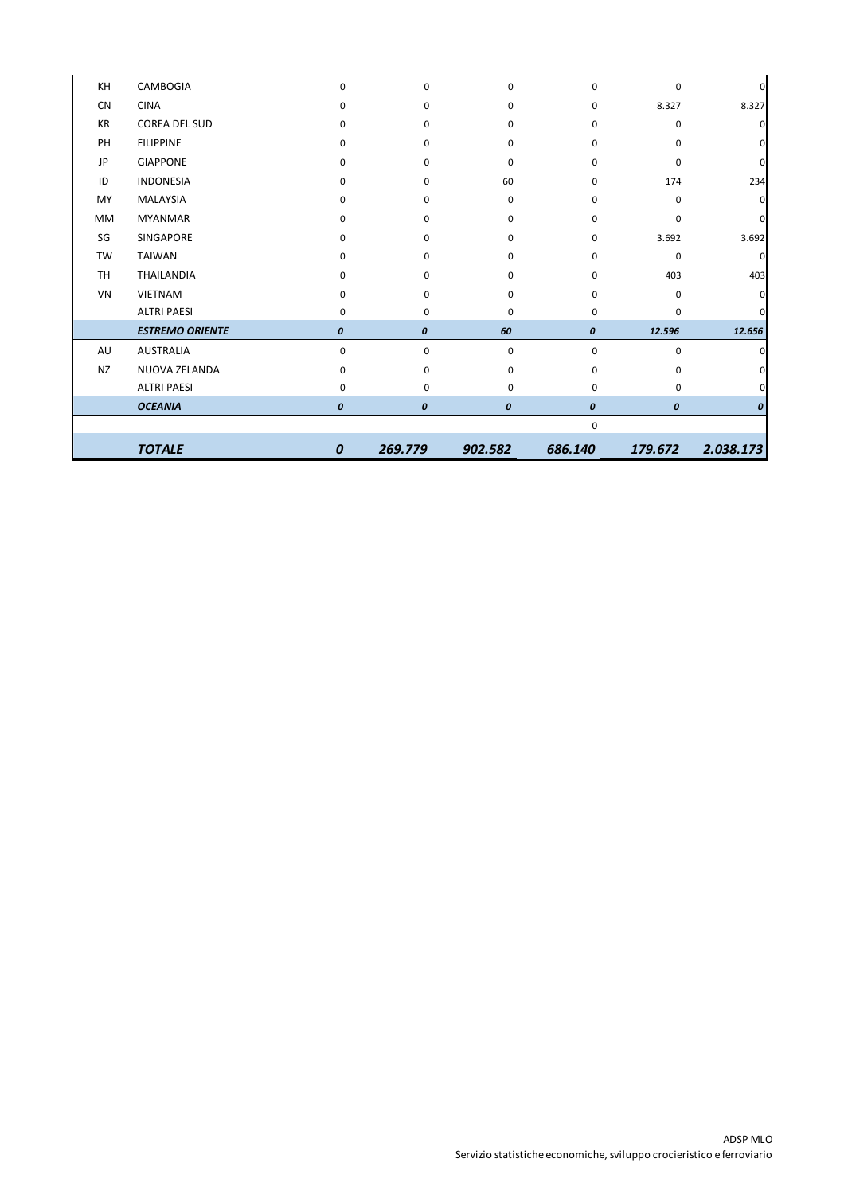| | | | | | | | |
|---|---|---|---|---|---|---|---|
| KH | CAMBOGIA | 0 | 0 | 0 | 0 | 0 | 0 |
| CN | CINA | 0 | 0 | 0 | 0 | 8.327 | 8.327 |
| KR | COREA DEL SUD | 0 | 0 | 0 | 0 | 0 | 0 |
| PH | FILIPPINE | 0 | 0 | 0 | 0 | 0 | 0 |
| JP | GIAPPONE | 0 | 0 | 0 | 0 | 0 | 0 |
| ID | INDONESIA | 0 | 0 | 60 | 0 | 174 | 234 |
| MY | MALAYSIA | 0 | 0 | 0 | 0 | 0 | 0 |
| MM | MYANMAR | 0 | 0 | 0 | 0 | 0 | 0 |
| SG | SINGAPORE | 0 | 0 | 0 | 0 | 3.692 | 3.692 |
| TW | TAIWAN | 0 | 0 | 0 | 0 | 0 | 0 |
| TH | THAILANDIA | 0 | 0 | 0 | 0 | 403 | 403 |
| VN | VIETNAM | 0 | 0 | 0 | 0 | 0 | 0 |
| | ALTRI PAESI | 0 | 0 | 0 | 0 | 0 | 0 |
| | ***ESTREMO ORIENTE*** | ***0*** | ***0*** | ***60*** | ***0*** | ***12.596*** | ***12.656*** |
| AU | AUSTRALIA | 0 | 0 | 0 | 0 | 0 | 0 |
| NZ | NUOVA ZELANDA | 0 | 0 | 0 | 0 | 0 | 0 |
| | ALTRI PAESI | 0 | 0 | 0 | 0 | 0 | 0 |
| | ***OCEANIA*** | ***0*** | ***0*** | ***0*** | ***0*** | ***0*** | ***0*** |
| | | | | | 0 | | |
| | ***TOTALE*** | ***0*** | ***269.779*** | ***902.582*** | ***686.140*** | ***179.672*** | ***2.038.173*** |

ADSP MLO
Servizio statistiche economiche, sviluppo crocieristico e ferroviario